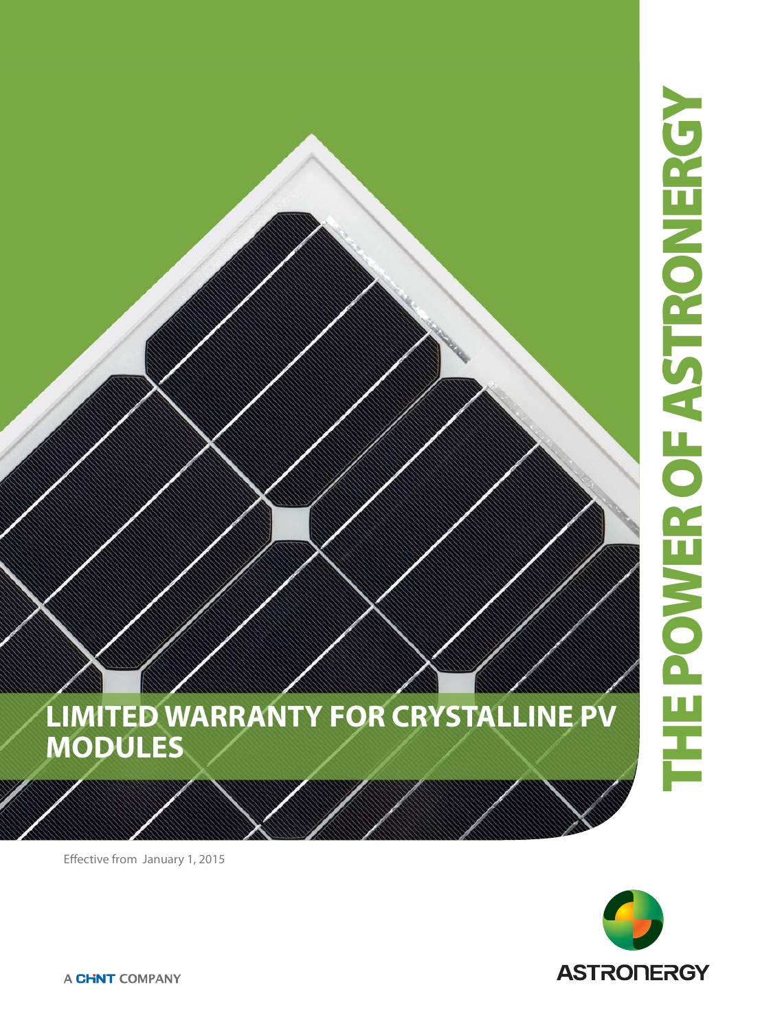# LIMITED WARRANTY FOR CRYSTALLINE PV MODULES

THE POWER OF ASTRONERGY

Effective from January 1, 2015

A CHNT COMPANY

ASTRONERGY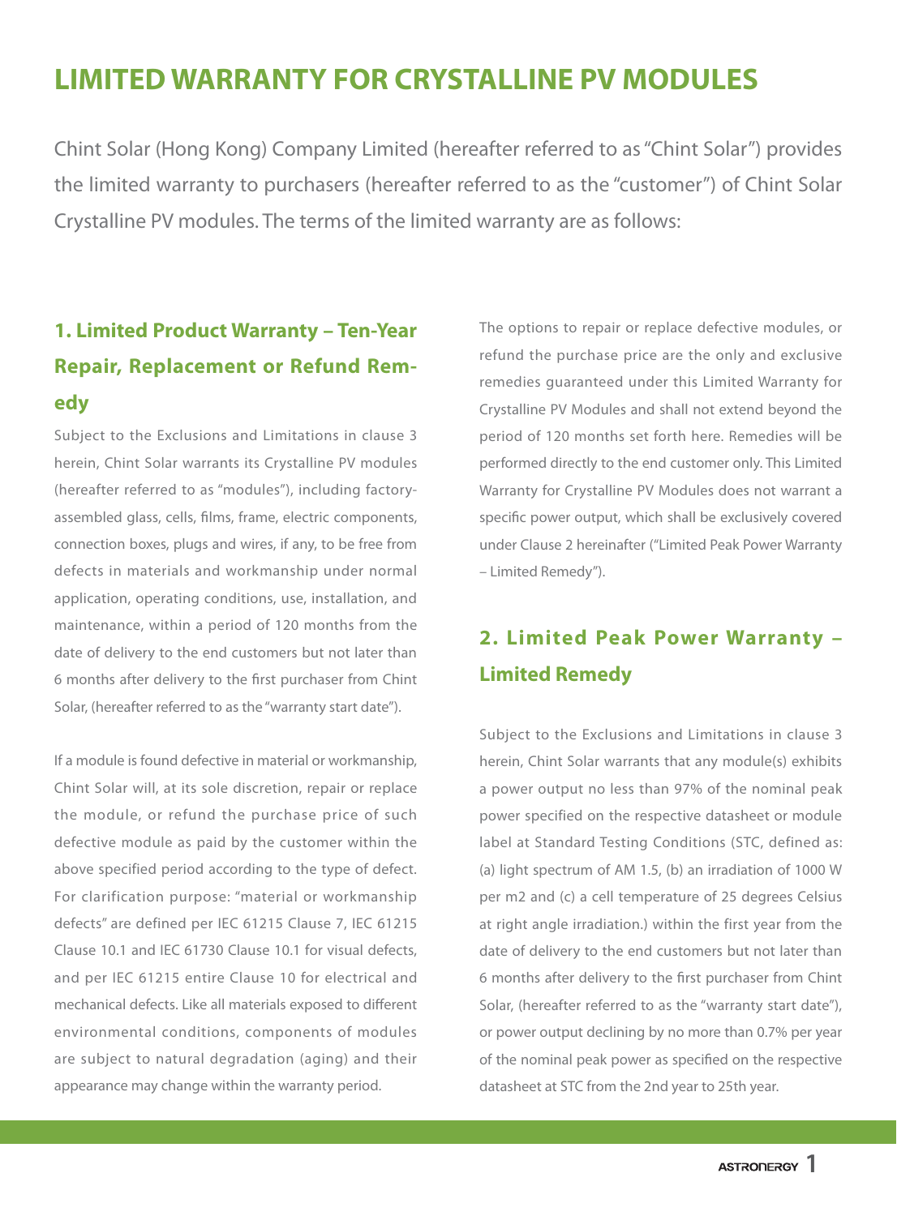# LIMITED WARRANTY FOR CRYSTALLINE PV MODULES

Chint Solar (Hong Kong) Company Limited (hereafter referred to as "Chint Solar") provides the limited warranty to purchasers (hereafter referred to as the "customer") of Chint Solar Crystalline PV modules. The terms of the limited warranty are as follows:

## 1. Limited Product Warranty – Ten-Year Repair, Replacement or Refund Remedy

Subject to the Exclusions and Limitations in clause 3 herein, Chint Solar warrants its Crystalline PV modules (hereafter referred to as "modules"), including factory-assembled glass, cells, films, frame, electric components, connection boxes, plugs and wires, if any, to be free from defects in materials and workmanship under normal application, operating conditions, use, installation, and maintenance, within a period of 120 months from the date of delivery to the end customers but not later than 6 months after delivery to the first purchaser from Chint Solar, (hereafter referred to as the "warranty start date").

If a module is found defective in material or workmanship, Chint Solar will, at its sole discretion, repair or replace the module, or refund the purchase price of such defective module as paid by the customer within the above specified period according to the type of defect. For clarification purpose: "material or workmanship defects" are defined per IEC 61215 Clause 7, IEC 61215 Clause 10.1 and IEC 61730 Clause 10.1 for visual defects, and per IEC 61215 entire Clause 10 for electrical and mechanical defects. Like all materials exposed to different environmental conditions, components of modules are subject to natural degradation (aging) and their appearance may change within the warranty period.

The options to repair or replace defective modules, or refund the purchase price are the only and exclusive remedies guaranteed under this Limited Warranty for Crystalline PV Modules and shall not extend beyond the period of 120 months set forth here. Remedies will be performed directly to the end customer only. This Limited Warranty for Crystalline PV Modules does not warrant a specific power output, which shall be exclusively covered under Clause 2 hereinafter ("Limited Peak Power Warranty – Limited Remedy").

## 2. Limited Peak Power Warranty – Limited Remedy

Subject to the Exclusions and Limitations in clause 3 herein, Chint Solar warrants that any module(s) exhibits a power output no less than 97% of the nominal peak power specified on the respective datasheet or module label at Standard Testing Conditions (STC, defined as: (a) light spectrum of AM 1.5, (b) an irradiation of 1000 W per m2 and (c) a cell temperature of 25 degrees Celsius at right angle irradiation.) within the first year from the date of delivery to the end customers but not later than 6 months after delivery to the first purchaser from Chint Solar, (hereafter referred to as the "warranty start date"), or power output declining by no more than 0.7% per year of the nominal peak power as specified on the respective datasheet at STC from the 2nd year to 25th year.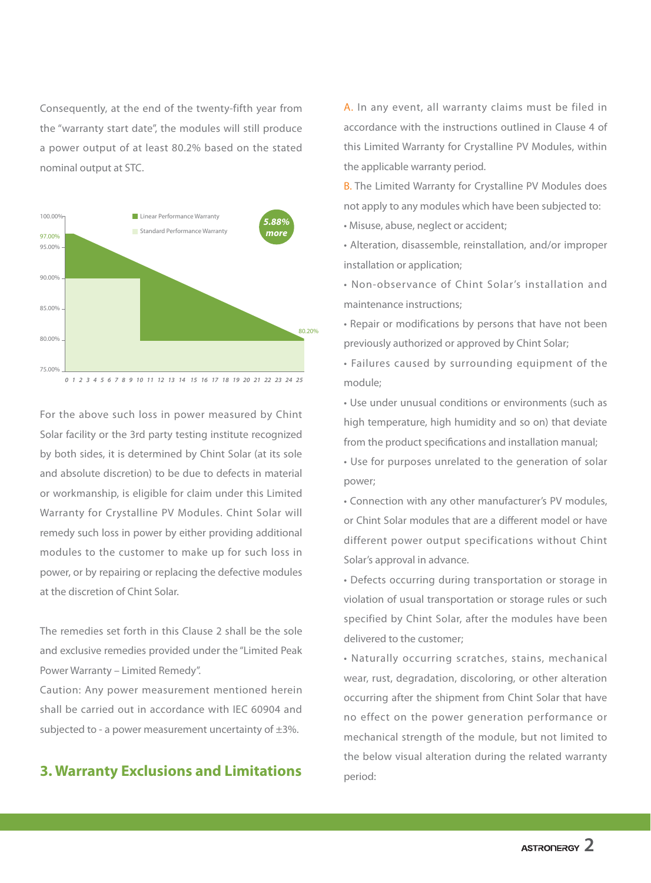Consequently, at the end of the twenty-fifth year from the "warranty start date", the modules will still produce a power output of at least 80.2% based on the stated nominal output at STC.

For the above such loss in power measured by Chint Solar facility or the 3rd party testing institute recognized by both sides, it is determined by Chint Solar (at its sole and absolute discretion) to be due to defects in material or workmanship, is eligible for claim under this Limited Warranty for Crystalline PV Modules. Chint Solar will remedy such loss in power by either providing additional modules to the customer to make up for such loss in power, or by repairing or replacing the defective modules at the discretion of Chint Solar.

The remedies set forth in this Clause 2 shall be the sole and exclusive remedies provided under the "Limited Peak Power Warranty – Limited Remedy".

Caution: Any power measurement mentioned herein shall be carried out in accordance with IEC 60904 and subjected to - a power measurement uncertainty of ±3%.

## 3. Warranty Exclusions and Limitations

A. In any event, all warranty claims must be filed in accordance with the instructions outlined in Clause 4 of this Limited Warranty for Crystalline PV Modules, within the applicable warranty period.

B. The Limited Warranty for Crystalline PV Modules does not apply to any modules which have been subjected to:

- Misuse, abuse, neglect or accident;
- Alteration, disassemble, reinstallation, and/or improper installation or application;
- Non-observance of Chint Solar's installation and maintenance instructions;
- Repair or modifications by persons that have not been previously authorized or approved by Chint Solar;
- Failures caused by surrounding equipment of the module;
- Use under unusual conditions or environments (such as high temperature, high humidity and so on) that deviate from the product specifications and installation manual;
- Use for purposes unrelated to the generation of solar power;
- Connection with any other manufacturer's PV modules, or Chint Solar modules that are a different model or have different power output specifications without Chint Solar's approval in advance.
- Defects occurring during transportation or storage in violation of usual transportation or storage rules or such specified by Chint Solar, after the modules have been delivered to the customer;
- Naturally occurring scratches, stains, mechanical wear, rust, degradation, discoloring, or other alteration occurring after the shipment from Chint Solar that have no effect on the power generation performance or mechanical strength of the module, but not limited to the below visual alteration during the related warranty period: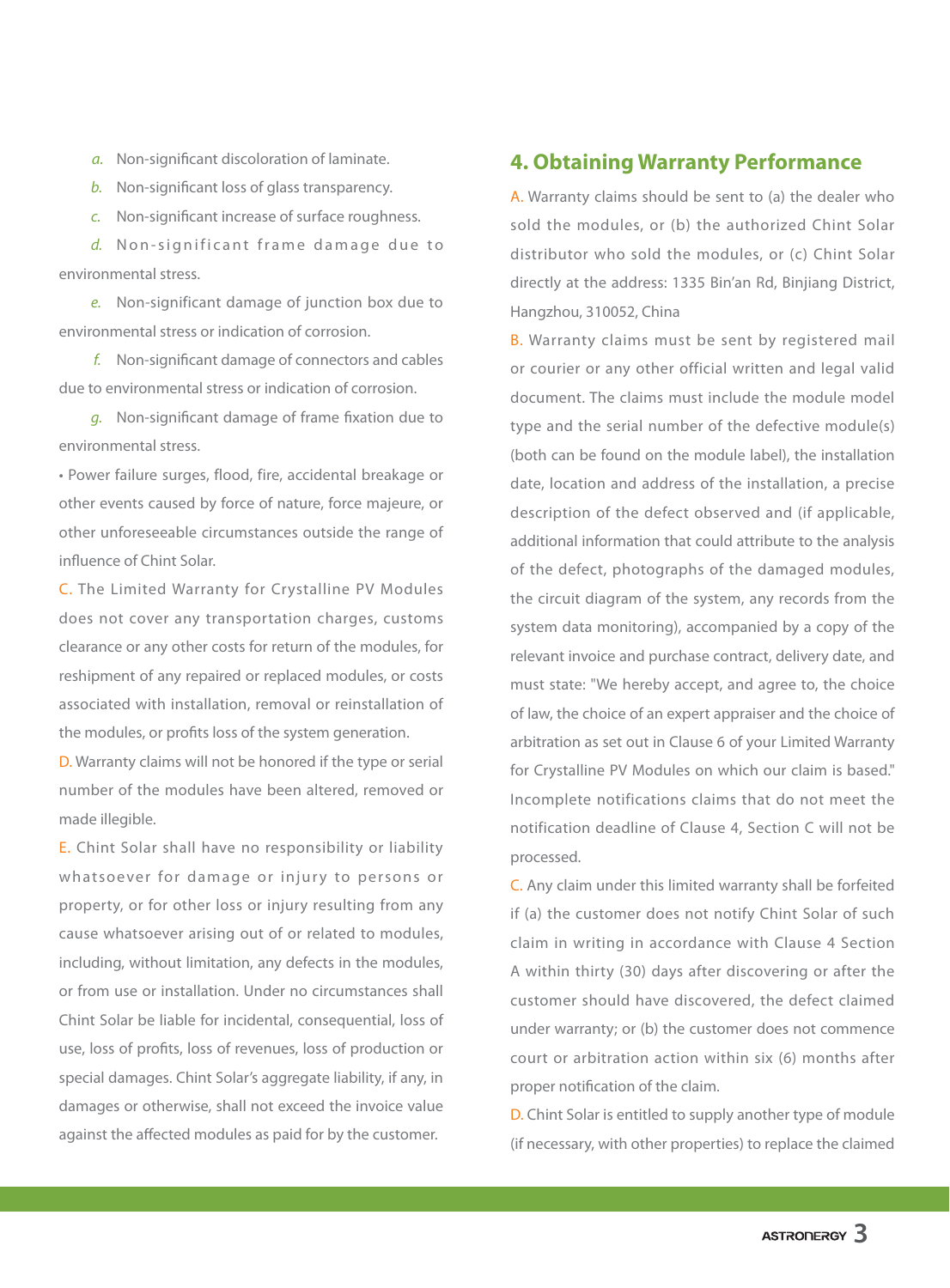a. Non-significant discoloration of laminate.

b. Non-significant loss of glass transparency.

c. Non-significant increase of surface roughness.

d. Non-significant frame damage due to environmental stress.

e. Non-significant damage of junction box due to environmental stress or indication of corrosion.

f. Non-significant damage of connectors and cables due to environmental stress or indication of corrosion.

g. Non-significant damage of frame fixation due to environmental stress.

• Power failure surges, flood, fire, accidental breakage or other events caused by force of nature, force majeure, or other unforeseeable circumstances outside the range of influence of Chint Solar.

C. The Limited Warranty for Crystalline PV Modules does not cover any transportation charges, customs clearance or any other costs for return of the modules, for reshipment of any repaired or replaced modules, or costs associated with installation, removal or reinstallation of the modules, or profits loss of the system generation.

D. Warranty claims will not be honored if the type or serial number of the modules have been altered, removed or made illegible.

E. Chint Solar shall have no responsibility or liability whatsoever for damage or injury to persons or property, or for other loss or injury resulting from any cause whatsoever arising out of or related to modules, including, without limitation, any defects in the modules, or from use or installation. Under no circumstances shall Chint Solar be liable for incidental, consequential, loss of use, loss of profits, loss of revenues, loss of production or special damages. Chint Solar's aggregate liability, if any, in damages or otherwise, shall not exceed the invoice value against the affected modules as paid for by the customer.

## 4. Obtaining Warranty Performance

A. Warranty claims should be sent to (a) the dealer who sold the modules, or (b) the authorized Chint Solar distributor who sold the modules, or (c) Chint Solar directly at the address: 1335 Bin'an Rd, Binjiang District, Hangzhou, 310052, China

B. Warranty claims must be sent by registered mail or courier or any other official written and legal valid document. The claims must include the module model type and the serial number of the defective module(s) (both can be found on the module label), the installation date, location and address of the installation, a precise description of the defect observed and (if applicable, additional information that could attribute to the analysis of the defect, photographs of the damaged modules, the circuit diagram of the system, any records from the system data monitoring), accompanied by a copy of the relevant invoice and purchase contract, delivery date, and must state: "We hereby accept, and agree to, the choice of law, the choice of an expert appraiser and the choice of arbitration as set out in Clause 6 of your Limited Warranty for Crystalline PV Modules on which our claim is based." Incomplete notifications claims that do not meet the notification deadline of Clause 4, Section C will not be processed.

C. Any claim under this limited warranty shall be forfeited if (a) the customer does not notify Chint Solar of such claim in writing in accordance with Clause 4 Section A within thirty (30) days after discovering or after the customer should have discovered, the defect claimed under warranty; or (b) the customer does not commence court or arbitration action within six (6) months after proper notification of the claim.

D. Chint Solar is entitled to supply another type of module (if necessary, with other properties) to replace the claimed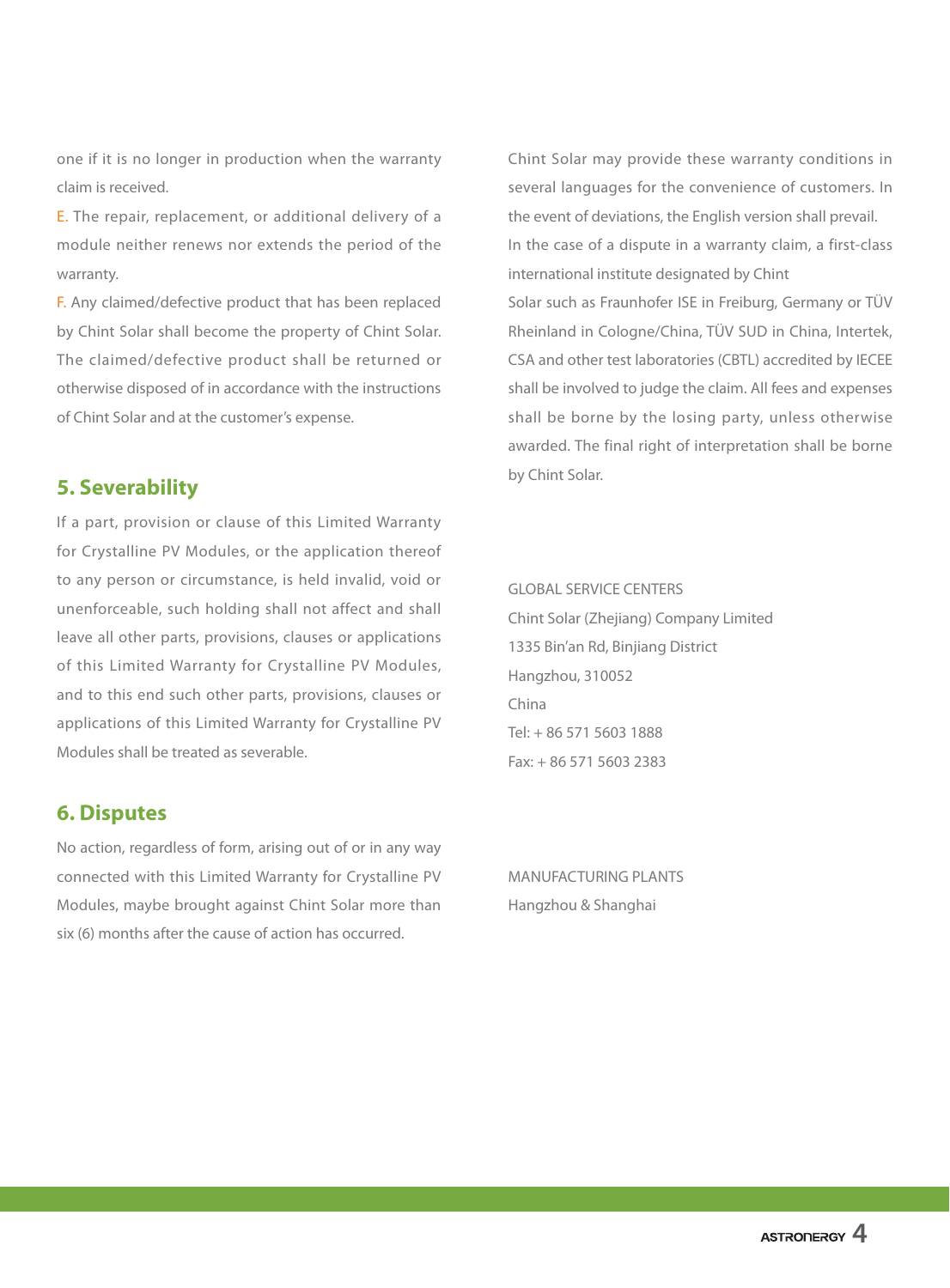one if it is no longer in production when the warranty claim is received.

E. The repair, replacement, or additional delivery of a module neither renews nor extends the period of the warranty.

F. Any claimed/defective product that has been replaced by Chint Solar shall become the property of Chint Solar. The claimed/defective product shall be returned or otherwise disposed of in accordance with the instructions of Chint Solar and at the customer's expense.

## 5. Severability

If a part, provision or clause of this Limited Warranty for Crystalline PV Modules, or the application thereof to any person or circumstance, is held invalid, void or unenforceable, such holding shall not affect and shall leave all other parts, provisions, clauses or applications of this Limited Warranty for Crystalline PV Modules, and to this end such other parts, provisions, clauses or applications of this Limited Warranty for Crystalline PV Modules shall be treated as severable.

## 6. Disputes

No action, regardless of form, arising out of or in any way connected with this Limited Warranty for Crystalline PV Modules, maybe brought against Chint Solar more than six (6) months after the cause of action has occurred.

Chint Solar may provide these warranty conditions in several languages for the convenience of customers. In the event of deviations, the English version shall prevail. In the case of a dispute in a warranty claim, a first-class international institute designated by Chint Solar such as Fraunhofer ISE in Freiburg, Germany or TÜV Rheinland in Cologne/China, TÜV SUD in China, Intertek, CSA and other test laboratories (CBTL) accredited by IECEE shall be involved to judge the claim. All fees and expenses shall be borne by the losing party, unless otherwise awarded. The final right of interpretation shall be borne by Chint Solar.

GLOBAL SERVICE CENTERS
Chint Solar (Zhejiang) Company Limited
1335 Bin'an Rd, Binjiang District
Hangzhou, 310052
China
Tel: + 86 571 5603 1888
Fax: + 86 571 5603 2383

MANUFACTURING PLANTS
Hangzhou & Shanghai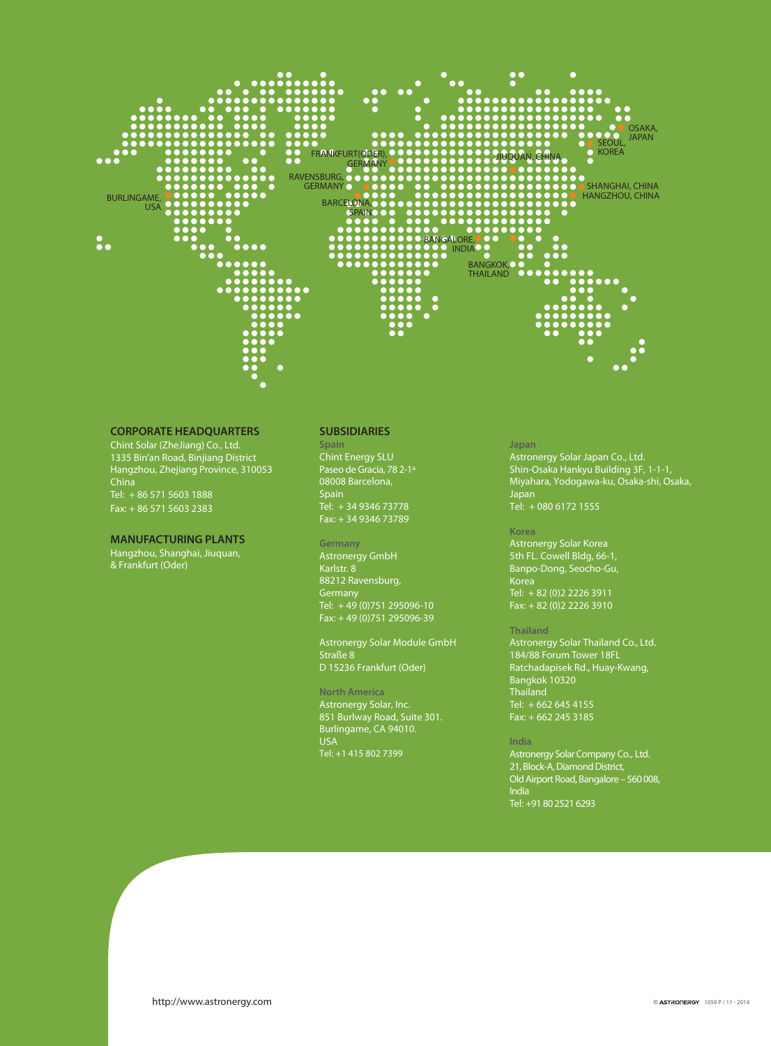BURLINGAME, USA

FRANKFURT(ODER), GERMANY

RAVENSBURG, GERMANY

BARCELONA, SPAIN

JIUQUAN, CHINA

SEOUL, KOREA

OSAKA, JAPAN

SHANGHAI, CHINA

HANGZHOU, CHINA

BANGALORE, INDIA

BANGKOK, THAILAND

## CORPORATE HEADQUARTERS

Chint Solar (ZheJiang) Co., Ltd.
1335 Bin'an Road, Binjiang District
Hangzhou, Zhejiang Province, 310053
China
Tel: + 86 571 5603 1888
Fax: + 86 571 5603 2383

## MANUFACTURING PLANTS

Hangzhou, Shanghai, Jiuquan,
& Frankfurt (Oder)

## SUBSIDIARIES

### Spain

Chint Energy SLU
Paseo de Gracia, 78 2-1ª
08008 Barcelona,
Spain
Tel: + 34 9346 73778
Fax: + 34 9346 73789

### Germany

Astronergy GmbH
Karlstr. 8
88212 Ravensburg,
Germany
Tel: + 49 (0)751 295096-10
Fax: + 49 (0)751 295096-39

Astronergy Solar Module GmbH
Straße 8
D 15236 Frankfurt (Oder)

### North America

Astronergy Solar, Inc.
851 Burlway Road, Suite 301.
Burlingame, CA 94010.
USA
Tel: +1 415 802 7399

### Japan

Astronergy Solar Japan Co., Ltd.
Shin-Osaka Hankyu Building 3F, 1-1-1,
Miyahara, Yodogawa-ku, Osaka-shi, Osaka,
Japan
Tel: + 080 6172 1555

### Korea

Astronergy Solar Korea
5th FL. Cowell Bldg, 66-1,
Banpo-Dong, Seocho-Gu,
Korea
Tel: + 82 (0)2 2226 3911
Fax: + 82 (0)2 2226 3910

### Thailand

Astronergy Solar Thailand Co., Ltd.
184/88 Forum Tower 18FL
Ratchadapisek Rd., Huay-Kwang,
Bangkok 10320
Thailand
Tel: + 662 645 4155
Fax: + 662 245 3185

### India

Astronergy Solar Company Co., Ltd.
21, Block-A, Diamond District,
Old Airport Road, Bangalore – 560 008,
India
Tel: +91 80 2521 6293

http://www.astronergy.com

© ASTRONERGY 1059 P / 11 - 2014